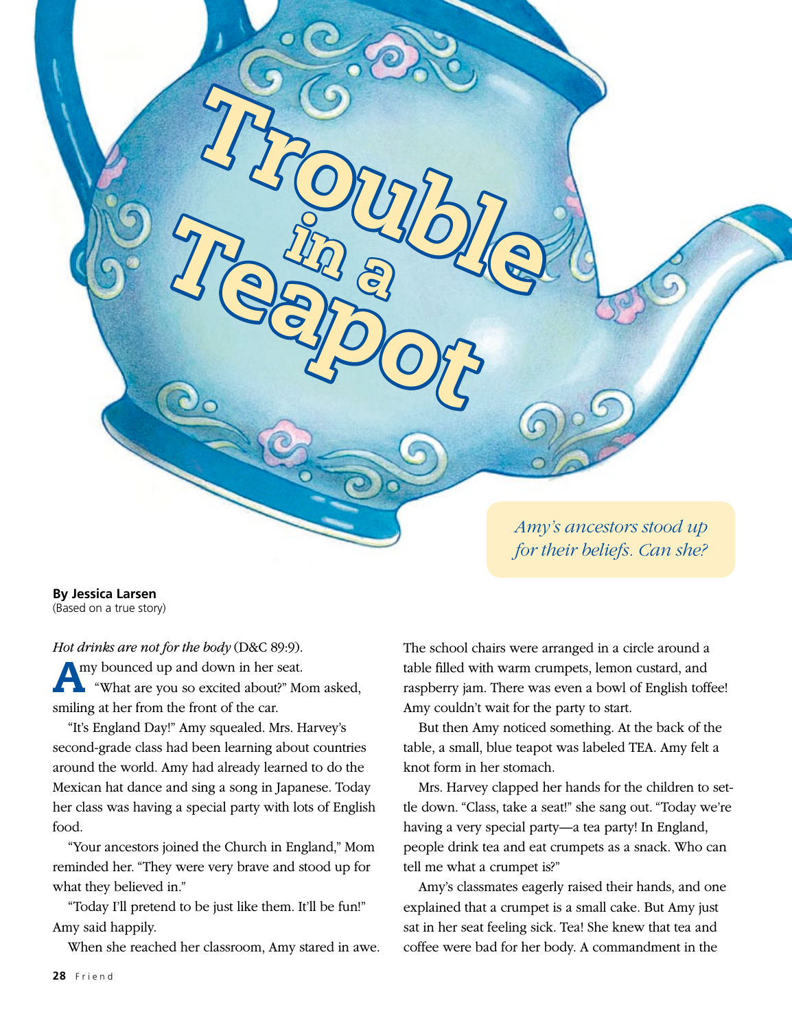# Trouble in a Teapot

*Amy's ancestors stood up for their beliefs. Can she?*

**By Jessica Larsen**
(Based on a true story)

*Hot drinks are not for the body* (D&C 89:9).

Amy bounced up and down in her seat.

"What are you so excited about?" Mom asked, smiling at her from the front of the car.

"It's England Day!" Amy squealed. Mrs. Harvey's second-grade class had been learning about countries around the world. Amy had already learned to do the Mexican hat dance and sing a song in Japanese. Today her class was having a special party with lots of English food.

"Your ancestors joined the Church in England," Mom reminded her. "They were very brave and stood up for what they believed in."

"Today I'll pretend to be just like them. It'll be fun!" Amy said happily.

When she reached her classroom, Amy stared in awe. The school chairs were arranged in a circle around a table filled with warm crumpets, lemon custard, and raspberry jam. There was even a bowl of English toffee! Amy couldn't wait for the party to start.

But then Amy noticed something. At the back of the table, a small, blue teapot was labeled TEA. Amy felt a knot form in her stomach.

Mrs. Harvey clapped her hands for the children to settle down. "Class, take a seat!" she sang out. "Today we're having a very special party—a tea party! In England, people drink tea and eat crumpets as a snack. Who can tell me what a crumpet is?"

Amy's classmates eagerly raised their hands, and one explained that a crumpet is a small cake. But Amy just sat in her seat feeling sick. Tea! She knew that tea and coffee were bad for her body. A commandment in the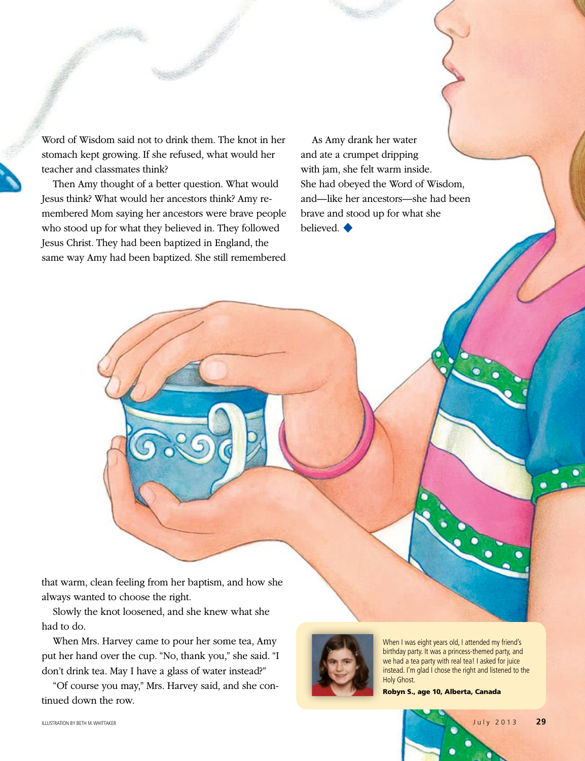Word of Wisdom said not to drink them. The knot in her stomach kept growing. If she refused, what would her teacher and classmates think?

Then Amy thought of a better question. What would Jesus think? What would her ancestors think? Amy remembered Mom saying her ancestors were brave people who stood up for what they believed in. They followed Jesus Christ. They had been baptized in England, the same way Amy had been baptized. She still remembered that warm, clean feeling from her baptism, and how she always wanted to choose the right.

Slowly the knot loosened, and she knew what she had to do.

When Mrs. Harvey came to pour her some tea, Amy put her hand over the cup. "No, thank you," she said. "I don't drink tea. May I have a glass of water instead?"

"Of course you may," Mrs. Harvey said, and she continued down the row.

As Amy drank her water and ate a crumpet dripping with jam, she felt warm inside. She had obeyed the Word of Wisdom, and—like her ancestors—she had been brave and stood up for what she believed. ◆

When I was eight years old, I attended my friend's birthday party. It was a princess-themed party, and we had a tea party with real tea! I asked for juice instead. I'm glad I chose the right and listened to the Holy Ghost.

**Robyn S., age 10, Alberta, Canada**

ILLUSTRATION BY BETH M. WHITTAKER